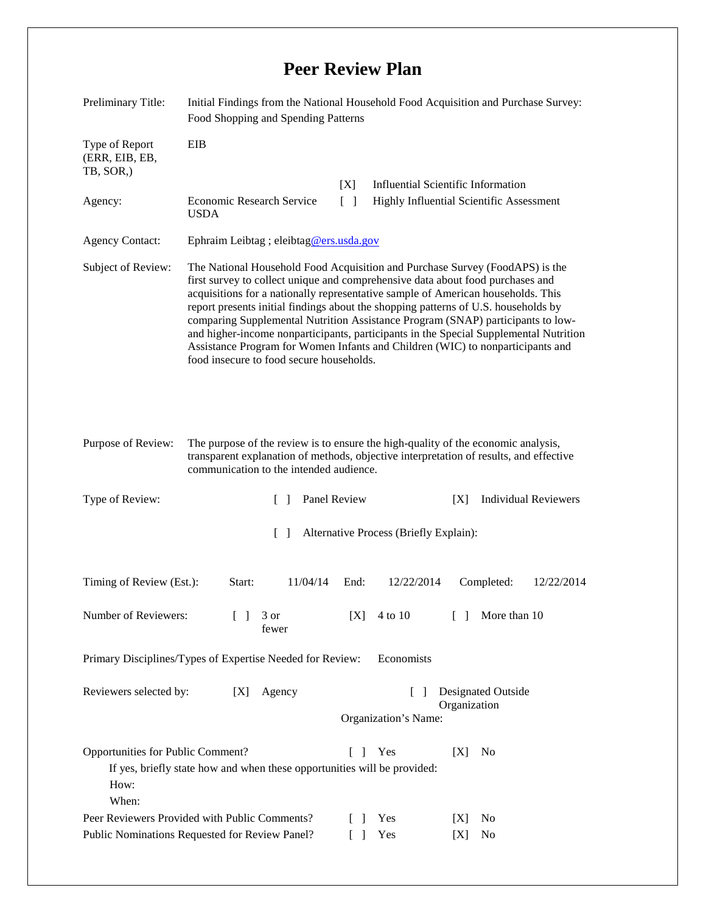# Peer Review Plan

| | |
|---|---|
| Preliminary Title: | Initial Findings from the National Household Food Acquisition and Purchase Survey: Food Shopping and Spending Patterns |
| Type of Report (ERR, EIB, EB, TB, SOR,) | EIB |
| Agency: | Economic Research Service USDA |
| | [X] Influential Scientific Information |
| | [ ] Highly Influential Scientific Assessment |
| Agency Contact: | Ephraim Leibtag ; eleibtag@ers.usda.gov |
| Subject of Review: | The National Household Food Acquisition and Purchase Survey (FoodAPS) is the first survey to collect unique and comprehensive data about food purchases and acquisitions for a nationally representative sample of American households. This report presents initial findings about the shopping patterns of U.S. households by comparing Supplemental Nutrition Assistance Program (SNAP) participants to low- and higher-income nonparticipants, participants in the Special Supplemental Nutrition Assistance Program for Women Infants and Children (WIC) to nonparticipants and food insecure to food secure households. |
| Purpose of Review: | The purpose of the review is to ensure the high-quality of the economic analysis, transparent explanation of methods, objective interpretation of results, and effective communication to the intended audience. |

Type of Review: [ ] Panel Review [X] Individual Reviewers

[ ] Alternative Process (Briefly Explain):

Timing of Review (Est.): Start: 11/04/14 End: 12/22/2014 Completed: 12/22/2014

Number of Reviewers: [ ] 3 or fewer [X] 4 to 10 [ ] More than 10

Primary Disciplines/Types of Expertise Needed for Review: Economists

Reviewers selected by: [X] Agency [ ] Designated Outside Organization

Organization's Name:

Opportunities for Public Comment? [ ] Yes [X] No

If yes, briefly state how and when these opportunities will be provided:

How:

When:

Peer Reviewers Provided with Public Comments? [ ] Yes [X] No

Public Nominations Requested for Review Panel? [ ] Yes [X] No